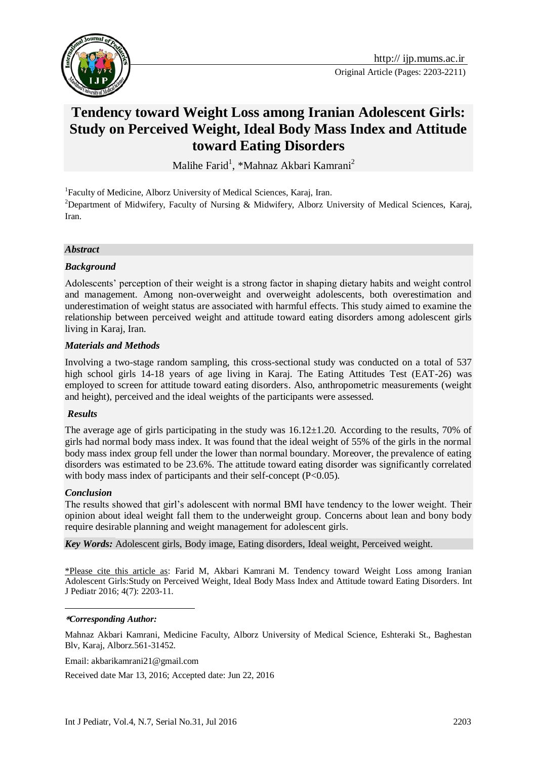http:// ijp.mums.ac.ir

Original Article (Pages: 2203-2211)

# Tendency toward Weight Loss among Iranian Adolescent Girls: Study on Perceived Weight, Ideal Body Mass Index and Attitude toward Eating Disorders

Malihe Farid[1], *Mahnaz Akbari Kamrani[2]

[1]Faculty of Medicine, Alborz University of Medical Sciences, Karaj, Iran.

[2]Department of Midwifery, Faculty of Nursing & Midwifery, Alborz University of Medical Sciences, Karaj, Iran.

## *Abstract*

### *Background*

Adolescents' perception of their weight is a strong factor in shaping dietary habits and weight control and management. Among non-overweight and overweight adolescents, both overestimation and underestimation of weight status are associated with harmful effects. This study aimed to examine the relationship between perceived weight and attitude toward eating disorders among adolescent girls living in Karaj, Iran.

### *Materials and Methods*

Involving a two-stage random sampling, this cross-sectional study was conducted on a total of 537 high school girls 14-18 years of age living in Karaj. The Eating Attitudes Test (EAT-26) was employed to screen for attitude toward eating disorders. Also, anthropometric measurements (weight and height), perceived and the ideal weights of the participants were assessed.

### *Results*

The average age of girls participating in the study was 16.12±1.20. According to the results, 70% of girls had normal body mass index. It was found that the ideal weight of 55% of the girls in the normal body mass index group fell under the lower than normal boundary. Moreover, the prevalence of eating disorders was estimated to be 23.6%. The attitude toward eating disorder was significantly correlated with body mass index of participants and their self-concept ($P<0.05$).

### *Conclusion*

The results showed that girl's adolescent with normal BMI have tendency to the lower weight. Their opinion about ideal weight fall them to the underweight group. Concerns about lean and bony body require desirable planning and weight management for adolescent girls.

*Key Words:* Adolescent girls, Body image, Eating disorders, Ideal weight, Perceived weight.

\*Please cite this article as: Farid M, Akbari Kamrani M. Tendency toward Weight Loss among Iranian Adolescent Girls:Study on Perceived Weight, Ideal Body Mass Index and Attitude toward Eating Disorders. Int J Pediatr 2016; 4(7): 2203-11.

***\*Corresponding Author:***

Mahnaz Akbari Kamrani, Medicine Faculty, Alborz University of Medical Science, Eshteraki St., Baghestan Blv, Karaj, Alborz.561-31452.

Email: akbarikamrani21@gmail.com

Received date Mar 13, 2016; Accepted date: Jun 22, 2016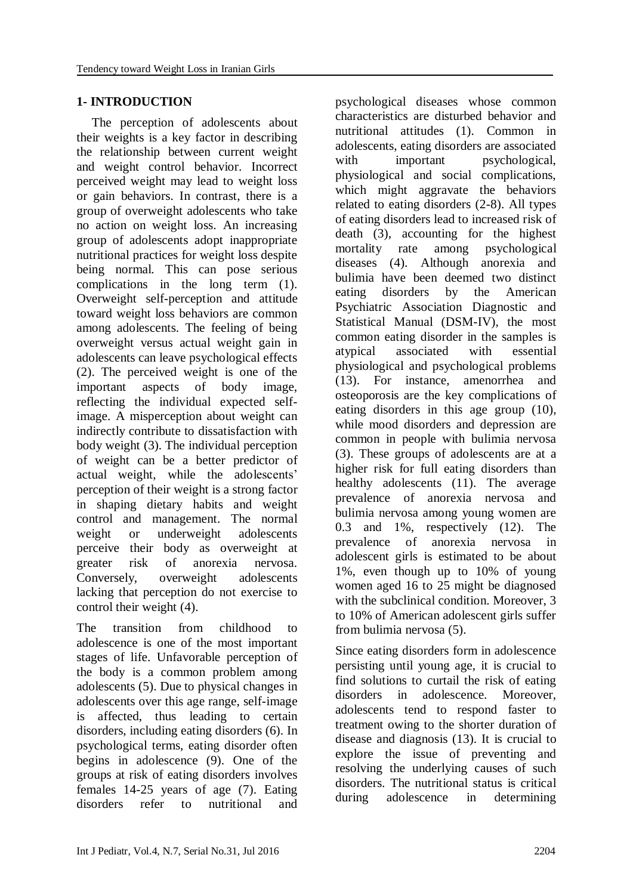## 1- INTRODUCTION

The perception of adolescents about their weights is a key factor in describing the relationship between current weight and weight control behavior. Incorrect perceived weight may lead to weight loss or gain behaviors. In contrast, there is a group of overweight adolescents who take no action on weight loss. An increasing group of adolescents adopt inappropriate nutritional practices for weight loss despite being normal. This can pose serious complications in the long term (1). Overweight self-perception and attitude toward weight loss behaviors are common among adolescents. The feeling of being overweight versus actual weight gain in adolescents can leave psychological effects (2). The perceived weight is one of the important aspects of body image, reflecting the individual expected self-image. A misperception about weight can indirectly contribute to dissatisfaction with body weight (3). The individual perception of weight can be a better predictor of actual weight, while the adolescents' perception of their weight is a strong factor in shaping dietary habits and weight control and management. The normal weight or underweight adolescents perceive their body as overweight at greater risk of anorexia nervosa. Conversely, overweight adolescents lacking that perception do not exercise to control their weight (4).

The transition from childhood to adolescence is one of the most important stages of life. Unfavorable perception of the body is a common problem among adolescents (5). Due to physical changes in adolescents over this age range, self-image is affected, thus leading to certain disorders, including eating disorders (6). In psychological terms, eating disorder often begins in adolescence (9). One of the groups at risk of eating disorders involves females 14-25 years of age (7). Eating disorders refer to nutritional and psychological diseases whose common characteristics are disturbed behavior and nutritional attitudes (1). Common in adolescents, eating disorders are associated with important psychological, physiological and social complications, which might aggravate the behaviors related to eating disorders (2-8). All types of eating disorders lead to increased risk of death (3), accounting for the highest mortality rate among psychological diseases (4). Although anorexia and bulimia have been deemed two distinct eating disorders by the American Psychiatric Association Diagnostic and Statistical Manual (DSM-IV), the most common eating disorder in the samples is atypical associated with essential physiological and psychological problems (13). For instance, amenorrhea and osteoporosis are the key complications of eating disorders in this age group (10), while mood disorders and depression are common in people with bulimia nervosa (3). These groups of adolescents are at a higher risk for full eating disorders than healthy adolescents (11). The average prevalence of anorexia nervosa and bulimia nervosa among young women are 0.3 and 1%, respectively (12). The prevalence of anorexia nervosa in adolescent girls is estimated to be about 1%, even though up to 10% of young women aged 16 to 25 might be diagnosed with the subclinical condition. Moreover, 3 to 10% of American adolescent girls suffer from bulimia nervosa (5).

Since eating disorders form in adolescence persisting until young age, it is crucial to find solutions to curtail the risk of eating disorders in adolescence. Moreover, adolescents tend to respond faster to treatment owing to the shorter duration of disease and diagnosis (13). It is crucial to explore the issue of preventing and resolving the underlying causes of such disorders. The nutritional status is critical during adolescence in determining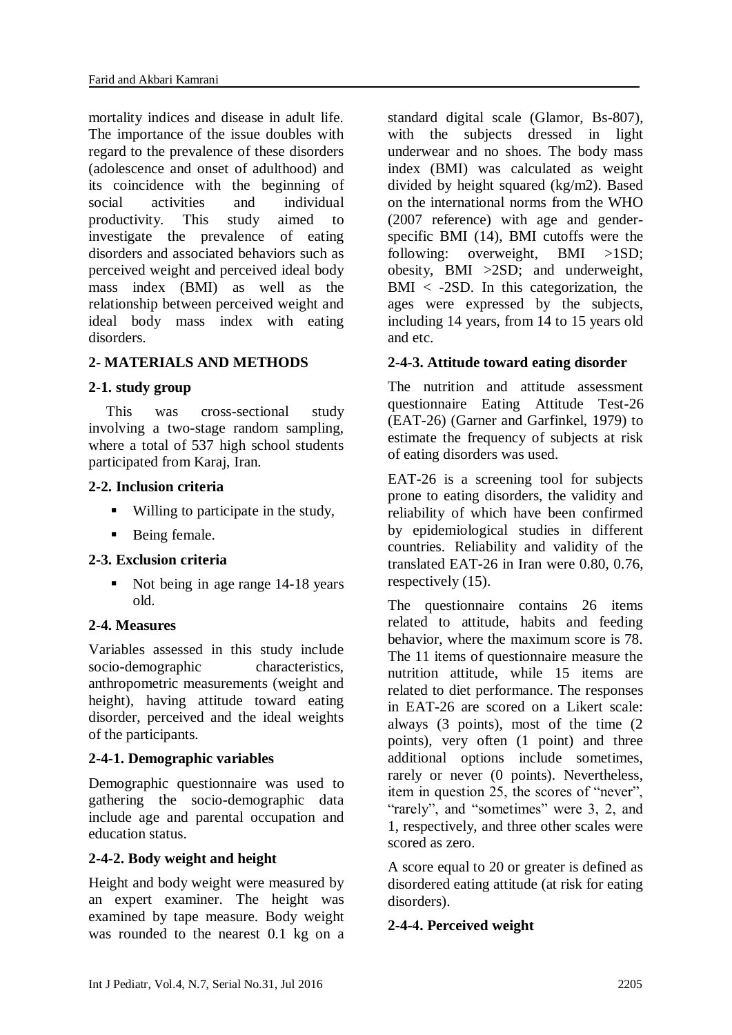mortality indices and disease in adult life. The importance of the issue doubles with regard to the prevalence of these disorders (adolescence and onset of adulthood) and its coincidence with the beginning of social activities and individual productivity. This study aimed to investigate the prevalence of eating disorders and associated behaviors such as perceived weight and perceived ideal body mass index (BMI) as well as the relationship between perceived weight and ideal body mass index with eating disorders.

## 2- MATERIALS AND METHODS

### 2-1. study group

This was cross-sectional study involving a two-stage random sampling, where a total of 537 high school students participated from Karaj, Iran.

### 2-2. Inclusion criteria

- Willing to participate in the study,
- Being female.

### 2-3. Exclusion criteria

- Not being in age range 14-18 years old.

### 2-4. Measures

Variables assessed in this study include socio-demographic characteristics, anthropometric measurements (weight and height), having attitude toward eating disorder, perceived and the ideal weights of the participants.

### 2-4-1. Demographic variables

Demographic questionnaire was used to gathering the socio-demographic data include age and parental occupation and education status.

### 2-4-2. Body weight and height

Height and body weight were measured by an expert examiner. The height was examined by tape measure. Body weight was rounded to the nearest 0.1 kg on a standard digital scale (Glamor, Bs-807), with the subjects dressed in light underwear and no shoes. The body mass index (BMI) was calculated as weight divided by height squared (kg/m2). Based on the international norms from the WHO (2007 reference) with age and gender-specific BMI (14), BMI cutoffs were the following: overweight, BMI >1SD; obesity, BMI >2SD; and underweight, BMI < -2SD. In this categorization, the ages were expressed by the subjects, including 14 years, from 14 to 15 years old and etc.

### 2-4-3. Attitude toward eating disorder

The nutrition and attitude assessment questionnaire Eating Attitude Test-26 (EAT-26) (Garner and Garfinkel, 1979) to estimate the frequency of subjects at risk of eating disorders was used.

EAT-26 is a screening tool for subjects prone to eating disorders, the validity and reliability of which have been confirmed by epidemiological studies in different countries. Reliability and validity of the translated EAT-26 in Iran were 0.80, 0.76, respectively (15).

The questionnaire contains 26 items related to attitude, habits and feeding behavior, where the maximum score is 78. The 11 items of questionnaire measure the nutrition attitude, while 15 items are related to diet performance. The responses in EAT-26 are scored on a Likert scale: always (3 points), most of the time (2 points), very often (1 point) and three additional options include sometimes, rarely or never (0 points). Nevertheless, item in question 25, the scores of "never", "rarely", and "sometimes" were 3, 2, and 1, respectively, and three other scales were scored as zero.

A score equal to 20 or greater is defined as disordered eating attitude (at risk for eating disorders).

### 2-4-4. Perceived weight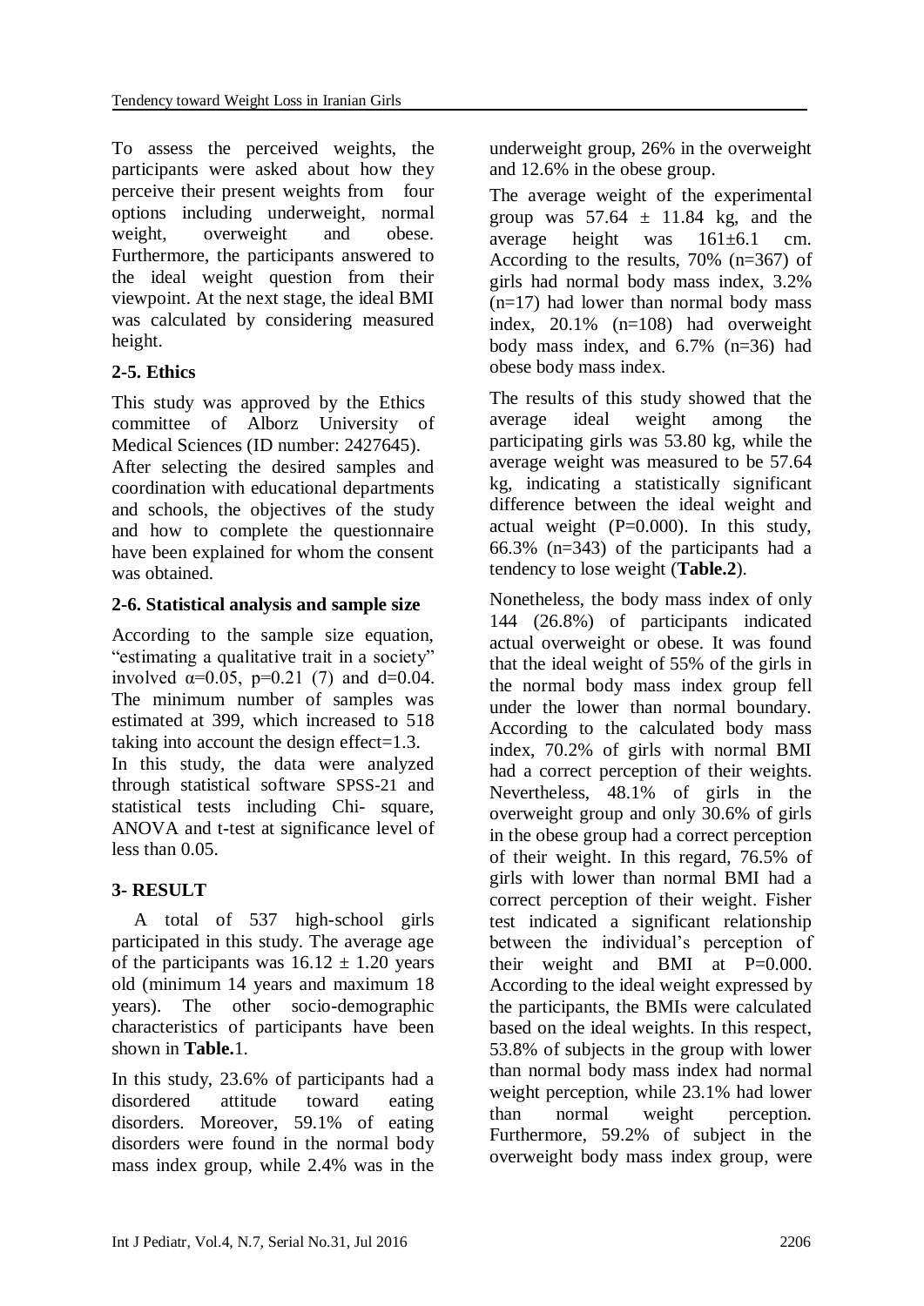To assess the perceived weights, the participants were asked about how they perceive their present weights from four options including underweight, normal weight, overweight and obese. Furthermore, the participants answered to the ideal weight question from their viewpoint. At the next stage, the ideal BMI was calculated by considering measured height.

### 2-5. Ethics

This study was approved by the Ethics committee of Alborz University of Medical Sciences (ID number: 2427645). After selecting the desired samples and coordination with educational departments and schools, the objectives of the study and how to complete the questionnaire have been explained for whom the consent was obtained.

### 2-6. Statistical analysis and sample size

According to the sample size equation, "estimating a qualitative trait in a society" involved $\alpha$=0.05, p=0.21 (7) and d=0.04. The minimum number of samples was estimated at 399, which increased to 518 taking into account the design effect=1.3. In this study, the data were analyzed through statistical software SPSS-21 and statistical tests including Chi- square, ANOVA and t-test at significance level of less than 0.05.

## 3- RESULT

A total of 537 high-school girls participated in this study. The average age of the participants was $16.12 \pm 1.20$ years old (minimum 14 years and maximum 18 years). The other socio-demographic characteristics of participants have been shown in **Table.**1.

In this study, 23.6% of participants had a disordered attitude toward eating disorders. Moreover, 59.1% of eating disorders were found in the normal body mass index group, while 2.4% was in the underweight group, 26% in the overweight and 12.6% in the obese group.

The average weight of the experimental group was $57.64 \pm 11.84$ kg, and the average height was $161 \pm 6.1$ cm. According to the results, 70% (n=367) of girls had normal body mass index, 3.2% (n=17) had lower than normal body mass index, 20.1% (n=108) had overweight body mass index, and 6.7% (n=36) had obese body mass index.

The results of this study showed that the average ideal weight among the participating girls was 53.80 kg, while the average weight was measured to be 57.64 kg, indicating a statistically significant difference between the ideal weight and actual weight (P=0.000). In this study, 66.3% (n=343) of the participants had a tendency to lose weight (**Table.2**).

Nonetheless, the body mass index of only 144 (26.8%) of participants indicated actual overweight or obese. It was found that the ideal weight of 55% of the girls in the normal body mass index group fell under the lower than normal boundary. According to the calculated body mass index, 70.2% of girls with normal BMI had a correct perception of their weights. Nevertheless, 48.1% of girls in the overweight group and only 30.6% of girls in the obese group had a correct perception of their weight. In this regard, 76.5% of girls with lower than normal BMI had a correct perception of their weight. Fisher test indicated a significant relationship between the individual's perception of their weight and BMI at P=0.000. According to the ideal weight expressed by the participants, the BMIs were calculated based on the ideal weights. In this respect, 53.8% of subjects in the group with lower than normal body mass index had normal weight perception, while 23.1% had lower than normal weight perception. Furthermore, 59.2% of subject in the overweight body mass index group, were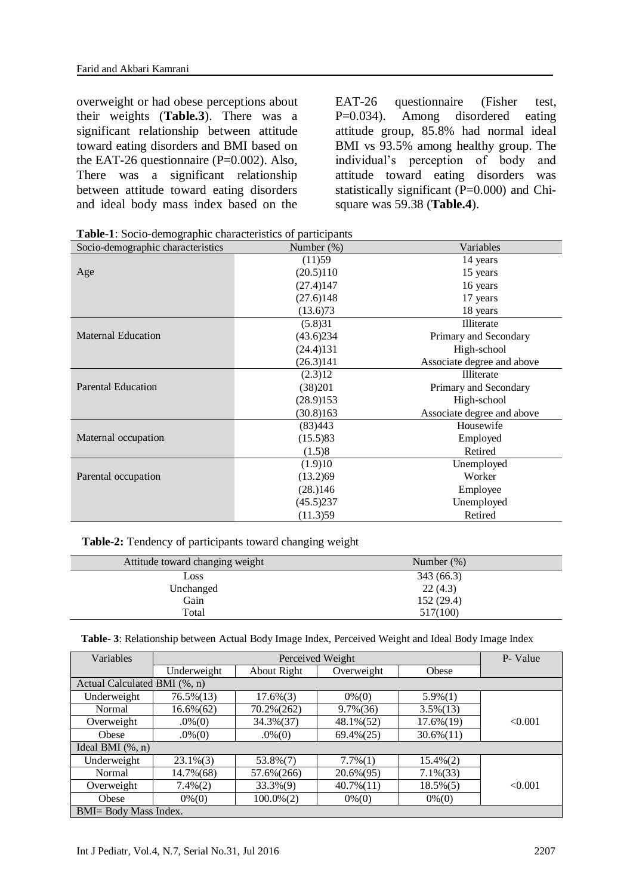overweight or had obese perceptions about their weights (**Table.3**). There was a significant relationship between attitude toward eating disorders and BMI based on the EAT-26 questionnaire (P=0.002). Also, There was a significant relationship between attitude toward eating disorders and ideal body mass index based on the EAT-26 questionnaire (Fisher test, P=0.034). Among disordered eating attitude group, 85.8% had normal ideal BMI vs 93.5% among healthy group. The individual's perception of body and attitude toward eating disorders was statistically significant (P=0.000) and Chi-square was 59.38 (**Table.4**).

**Table-1**: Socio-demographic characteristics of participants

| Socio-demographic characteristics | Number (%) | Variables |
|---|---|---|
| Age | (11)59 | 14 years |
| | (20.5)110 | 15 years |
| | (27.4)147 | 16 years |
| | (27.6)148 | 17 years |
| | (13.6)73 | 18 years |
| Maternal Education | (5.8)31 | Illiterate |
| | (43.6)234 | Primary and Secondary |
| | (24.4)131 | High-school |
| | (26.3)141 | Associate degree and above |
| Parental Education | (2.3)12 | Illiterate |
| | (38)201 | Primary and Secondary |
| | (28.9)153 | High-school |
| | (30.8)163 | Associate degree and above |
| Maternal occupation | (83)443 | Housewife |
| | (15.5)83 | Employed |
| | (1.5)8 | Retired |
| Parental occupation | (1.9)10 | Unemployed |
| | (13.2)69 | Worker |
| | (28.)146 | Employee |
| | (45.5)237 | Unemployed |
| | (11.3)59 | Retired |

**Table-2:** Tendency of participants toward changing weight

| Attitude toward changing weight | Number (%) |
|---|---|
| Loss | 343 (66.3) |
| Unchanged | 22 (4.3) |
| Gain | 152 (29.4) |
| Total | 517(100) |

**Table- 3**: Relationship between Actual Body Image Index, Perceived Weight and Ideal Body Image Index

| Variables | Perceived Weight | | | | P- Value |
|---|---|---|---|---|---|
| | Underweight | About Right | Overweight | Obese | |
| Actual Calculated BMI (%, n) | | | | | |
| Underweight | 76.5%(13) | 17.6%(3) | 0%(0) | 5.9%(1) | <0.001 |
| Normal | 16.6%(62) | 70.2%(262) | 9.7%(36) | 3.5%(13) | |
| Overweight | .0%(0) | 34.3%(37) | 48.1%(52) | 17.6%(19) | |
| Obese | .0%(0) | .0%(0) | 69.4%(25) | 30.6%(11) | |
| Ideal BMI (%, n) | | | | | |
| Underweight | 23.1%(3) | 53.8%(7) | 7.7%(1) | 15.4%(2) | <0.001 |
| Normal | 14.7%(68) | 57.6%(266) | 20.6%(95) | 7.1%(33) | |
| Overweight | 7.4%(2) | 33.3%(9) | 40.7%(11) | 18.5%(5) | |
| Obese | 0%(0) | 100.0%(2) | 0%(0) | 0%(0) | |
| BMI= Body Mass Index. | | | | | |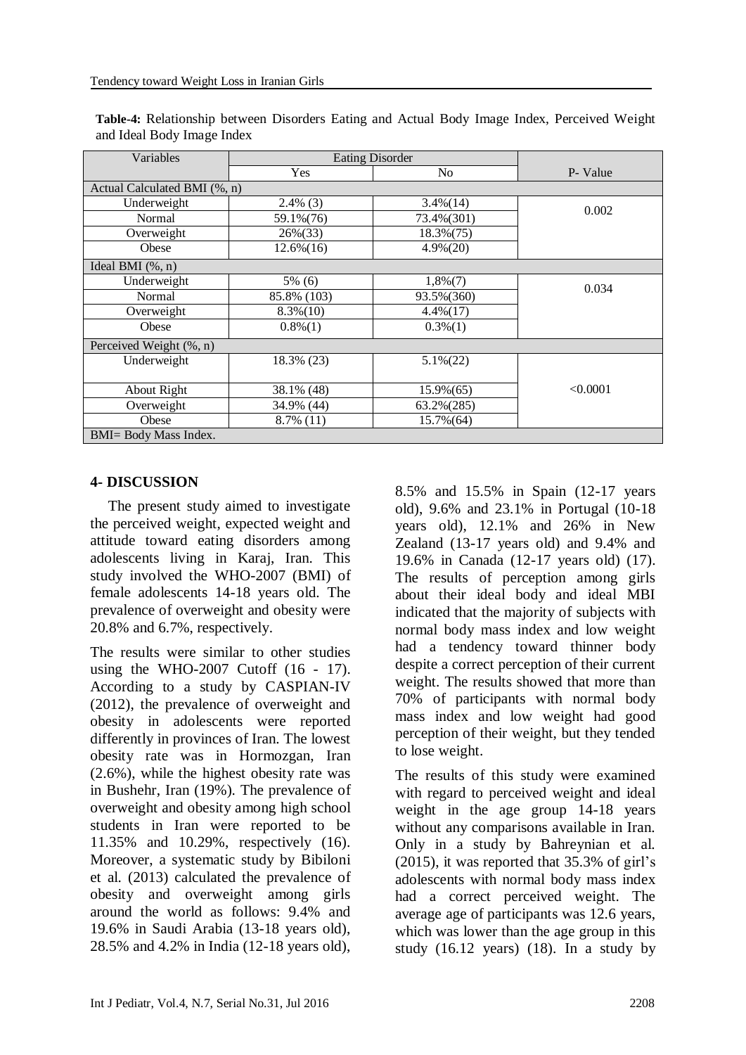**Table-4:** Relationship between Disorders Eating and Actual Body Image Index, Perceived Weight and Ideal Body Image Index

| Variables | Eating Disorder | | P- Value |
|---|---|---|---|
| | Yes | No | |
| Actual Calculated BMI (%, n) | | | |
| Underweight | 2.4% (3) | 3.4%(14) | 0.002 |
| Normal | 59.1%(76) | 73.4%(301) | |
| Overweight | 26%(33) | 18.3%(75) | |
| Obese | 12.6%(16) | 4.9%(20) | |
| Ideal BMI (%, n) | | | |
| Underweight | 5% (6) | 1,8%(7) | 0.034 |
| Normal | 85.8% (103) | 93.5%(360) | |
| Overweight | 8.3%(10) | 4.4%(17) | |
| Obese | 0.8%(1) | 0.3%(1) | |
| Perceived Weight (%, n) | | | |
| Underweight | 18.3% (23) | 5.1%(22) | <0.0001 |
| About Right | 38.1% (48) | 15.9%(65) | |
| Overweight | 34.9% (44) | 63.2%(285) | |
| Obese | 8.7% (11) | 15.7%(64) | |

BMI= Body Mass Index.

## 4- DISCUSSION

The present study aimed to investigate the perceived weight, expected weight and attitude toward eating disorders among adolescents living in Karaj, Iran. This study involved the WHO-2007 (BMI) of female adolescents 14-18 years old. The prevalence of overweight and obesity were 20.8% and 6.7%, respectively.

The results were similar to other studies using the WHO-2007 Cutoff (16 - 17). According to a study by CASPIAN-IV (2012), the prevalence of overweight and obesity in adolescents were reported differently in provinces of Iran. The lowest obesity rate was in Hormozgan, Iran (2.6%), while the highest obesity rate was in Bushehr, Iran (19%). The prevalence of overweight and obesity among high school students in Iran were reported to be 11.35% and 10.29%, respectively (16). Moreover, a systematic study by Bibiloni et al. (2013) calculated the prevalence of obesity and overweight among girls around the world as follows: 9.4% and 19.6% in Saudi Arabia (13-18 years old), 28.5% and 4.2% in India (12-18 years old), 8.5% and 15.5% in Spain (12-17 years old), 9.6% and 23.1% in Portugal (10-18 years old), 12.1% and 26% in New Zealand (13-17 years old) and 9.4% and 19.6% in Canada (12-17 years old) (17). The results of perception among girls about their ideal body and ideal MBI indicated that the majority of subjects with normal body mass index and low weight had a tendency toward thinner body despite a correct perception of their current weight. The results showed that more than 70% of participants with normal body mass index and low weight had good perception of their weight, but they tended to lose weight.

The results of this study were examined with regard to perceived weight and ideal weight in the age group 14-18 years without any comparisons available in Iran. Only in a study by Bahreynian et al. (2015), it was reported that 35.3% of girl's adolescents with normal body mass index had a correct perceived weight. The average age of participants was 12.6 years, which was lower than the age group in this study (16.12 years) (18). In a study by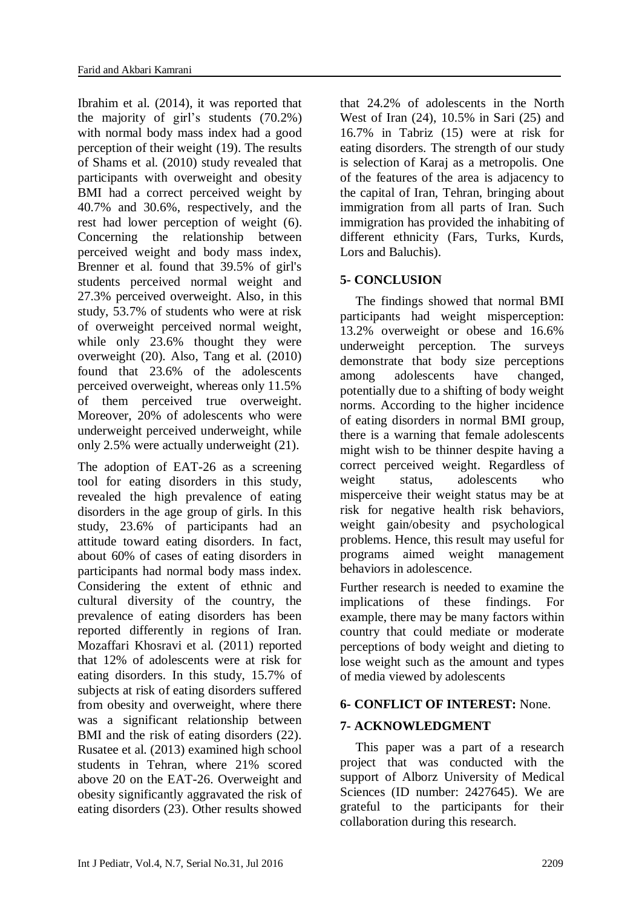Ibrahim et al. (2014), it was reported that the majority of girl's students (70.2%) with normal body mass index had a good perception of their weight (19). The results of Shams et al. (2010) study revealed that participants with overweight and obesity BMI had a correct perceived weight by 40.7% and 30.6%, respectively, and the rest had lower perception of weight (6). Concerning the relationship between perceived weight and body mass index, Brenner et al. found that 39.5% of girl's students perceived normal weight and 27.3% perceived overweight. Also, in this study, 53.7% of students who were at risk of overweight perceived normal weight, while only 23.6% thought they were overweight (20). Also, Tang et al. (2010) found that 23.6% of the adolescents perceived overweight, whereas only 11.5% of them perceived true overweight. Moreover, 20% of adolescents who were underweight perceived underweight, while only 2.5% were actually underweight (21).

The adoption of EAT-26 as a screening tool for eating disorders in this study, revealed the high prevalence of eating disorders in the age group of girls. In this study, 23.6% of participants had an attitude toward eating disorders. In fact, about 60% of cases of eating disorders in participants had normal body mass index. Considering the extent of ethnic and cultural diversity of the country, the prevalence of eating disorders has been reported differently in regions of Iran. Mozaffari Khosravi et al. (2011) reported that 12% of adolescents were at risk for eating disorders. In this study, 15.7% of subjects at risk of eating disorders suffered from obesity and overweight, where there was a significant relationship between BMI and the risk of eating disorders (22). Rusatee et al. (2013) examined high school students in Tehran, where 21% scored above 20 on the EAT-26. Overweight and obesity significantly aggravated the risk of eating disorders (23). Other results showed that 24.2% of adolescents in the North West of Iran (24), 10.5% in Sari (25) and 16.7% in Tabriz (15) were at risk for eating disorders. The strength of our study is selection of Karaj as a metropolis. One of the features of the area is adjacency to the capital of Iran, Tehran, bringing about immigration from all parts of Iran. Such immigration has provided the inhabiting of different ethnicity (Fars, Turks, Kurds, Lors and Baluchis).

## 5- CONCLUSION

The findings showed that normal BMI participants had weight misperception: 13.2% overweight or obese and 16.6% underweight perception. The surveys demonstrate that body size perceptions among adolescents have changed, potentially due to a shifting of body weight norms. According to the higher incidence of eating disorders in normal BMI group, there is a warning that female adolescents might wish to be thinner despite having a correct perceived weight. Regardless of weight status, adolescents who misperceive their weight status may be at risk for negative health risk behaviors, weight gain/obesity and psychological problems. Hence, this result may useful for programs aimed weight management behaviors in adolescence.

Further research is needed to examine the implications of these findings. For example, there may be many factors within country that could mediate or moderate perceptions of body weight and dieting to lose weight such as the amount and types of media viewed by adolescents

## 6- CONFLICT OF INTEREST: None.

## 7- ACKNOWLEDGMENT

This paper was a part of a research project that was conducted with the support of Alborz University of Medical Sciences (ID number: 2427645). We are grateful to the participants for their collaboration during this research.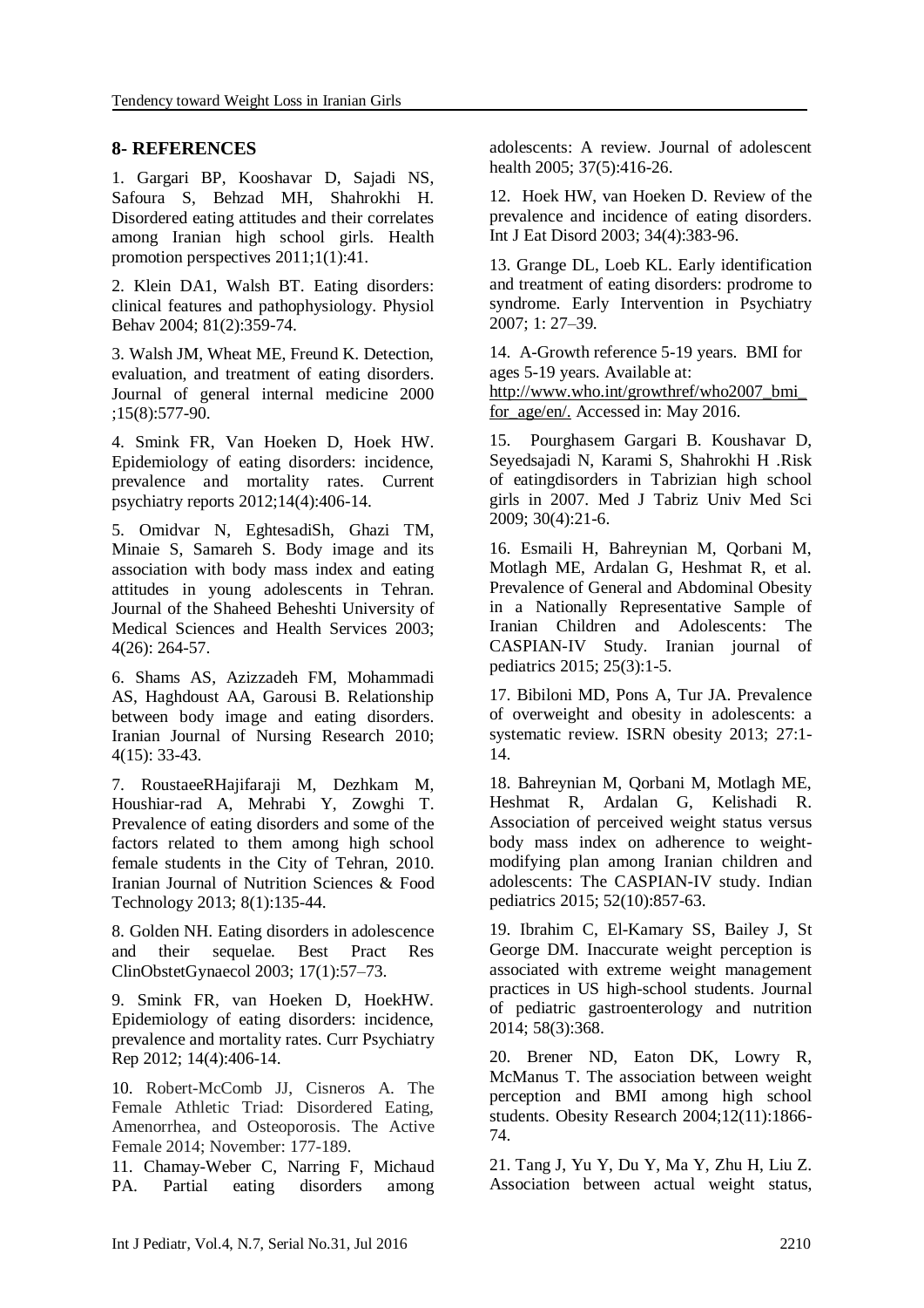## 8- REFERENCES

1. Gargari BP, Kooshavar D, Sajadi NS, Safoura S, Behzad MH, Shahrokhi H. Disordered eating attitudes and their correlates among Iranian high school girls. Health promotion perspectives 2011;1(1):41.

2. Klein DA1, Walsh BT. Eating disorders: clinical features and pathophysiology. Physiol Behav 2004; 81(2):359-74.

3. Walsh JM, Wheat ME, Freund K. Detection, evaluation, and treatment of eating disorders. Journal of general internal medicine 2000 ;15(8):577-90.

4. Smink FR, Van Hoeken D, Hoek HW. Epidemiology of eating disorders: incidence, prevalence and mortality rates. Current psychiatry reports 2012;14(4):406-14.

5. Omidvar N, EghtesadiSh, Ghazi TM, Minaie S, Samareh S. Body image and its association with body mass index and eating attitudes in young adolescents in Tehran. Journal of the Shaheed Beheshti University of Medical Sciences and Health Services 2003; 4(26): 264-57.

6. Shams AS, Azizzadeh FM, Mohammadi AS, Haghdoust AA, Garousi B. Relationship between body image and eating disorders. Iranian Journal of Nursing Research 2010; 4(15): 33-43.

7. RoustaeeRHajifaraji M, Dezhkam M, Houshiar-rad A, Mehrabi Y, Zowghi T. Prevalence of eating disorders and some of the factors related to them among high school female students in the City of Tehran, 2010. Iranian Journal of Nutrition Sciences & Food Technology 2013; 8(1):135-44.

8. Golden NH. Eating disorders in adolescence and their sequelae. Best Pract Res ClinObstetGynaecol 2003; 17(1):57–73.

9. Smink FR, van Hoeken D, HoekHW. Epidemiology of eating disorders: incidence, prevalence and mortality rates. Curr Psychiatry Rep 2012; 14(4):406-14.

10. Robert-McComb JJ, Cisneros A. The Female Athletic Triad: Disordered Eating, Amenorrhea, and Osteoporosis. The Active Female 2014; November: 177-189.

11. Chamay-Weber C, Narring F, Michaud PA. Partial eating disorders among adolescents: A review. Journal of adolescent health 2005; 37(5):416-26.

12. Hoek HW, van Hoeken D. Review of the prevalence and incidence of eating disorders. Int J Eat Disord 2003; 34(4):383-96.

13. Grange DL, Loeb KL. Early identification and treatment of eating disorders: prodrome to syndrome. Early Intervention in Psychiatry 2007; 1: 27–39.

14. A-Growth reference 5-19 years. BMI for ages 5-19 years. Available at: http://www.who.int/growthref/who2007_bmi_for_age/en/. Accessed in: May 2016.

15. Pourghasem Gargari B. Koushavar D, Seyedsajadi N, Karami S, Shahrokhi H .Risk of eatingdisorders in Tabrizian high school girls in 2007. Med J Tabriz Univ Med Sci 2009; 30(4):21-6.

16. Esmaili H, Bahreynian M, Qorbani M, Motlagh ME, Ardalan G, Heshmat R, et al. Prevalence of General and Abdominal Obesity in a Nationally Representative Sample of Iranian Children and Adolescents: The CASPIAN-IV Study. Iranian journal of pediatrics 2015; 25(3):1-5.

17. Bibiloni MD, Pons A, Tur JA. Prevalence of overweight and obesity in adolescents: a systematic review. ISRN obesity 2013; 27:1-14.

18. Bahreynian M, Qorbani M, Motlagh ME, Heshmat R, Ardalan G, Kelishadi R. Association of perceived weight status versus body mass index on adherence to weight-modifying plan among Iranian children and adolescents: The CASPIAN-IV study. Indian pediatrics 2015; 52(10):857-63.

19. Ibrahim C, El-Kamary SS, Bailey J, St George DM. Inaccurate weight perception is associated with extreme weight management practices in US high-school students. Journal of pediatric gastroenterology and nutrition 2014; 58(3):368.

20. Brener ND, Eaton DK, Lowry R, McManus T. The association between weight perception and BMI among high school students. Obesity Research 2004;12(11):1866-74.

21. Tang J, Yu Y, Du Y, Ma Y, Zhu H, Liu Z. Association between actual weight status,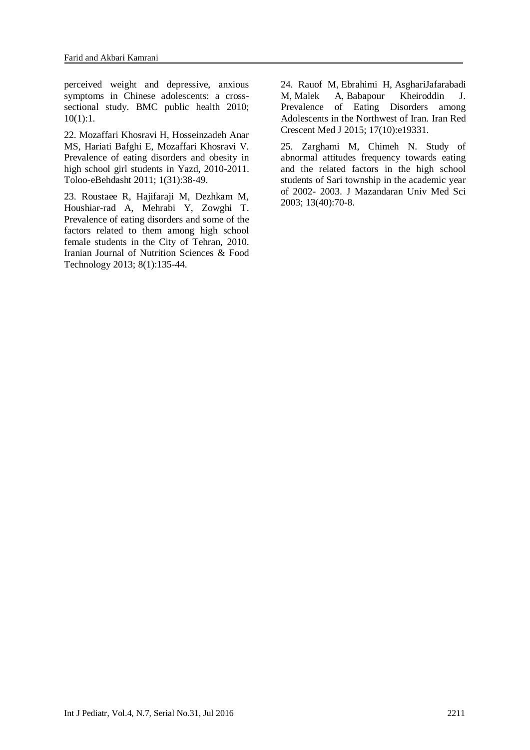perceived weight and depressive, anxious symptoms in Chinese adolescents: a cross-sectional study. BMC public health 2010; 10(1):1.

22. Mozaffari Khosravi H, Hosseinzadeh Anar MS, Hariati Bafghi E, Mozaffari Khosravi V. Prevalence of eating disorders and obesity in high school girl students in Yazd, 2010-2011. Toloo-eBehdasht 2011; 1(31):38-49.

23. Roustaee R, Hajifaraji M, Dezhkam M, Houshiar-rad A, Mehrabi Y, Zowghi T. Prevalence of eating disorders and some of the factors related to them among high school female students in the City of Tehran, 2010. Iranian Journal of Nutrition Sciences & Food Technology 2013; 8(1):135-44.

24. Rauof M, Ebrahimi H, AsghariJafarabadi M, Malek A, Babapour Kheiroddin J. Prevalence of Eating Disorders among Adolescents in the Northwest of Iran. Iran Red Crescent Med J 2015; 17(10):e19331.

25. Zarghami M, Chimeh N. Study of abnormal attitudes frequency towards eating and the related factors in the high school students of Sari township in the academic year of 2002- 2003. J Mazandaran Univ Med Sci 2003; 13(40):70-8.